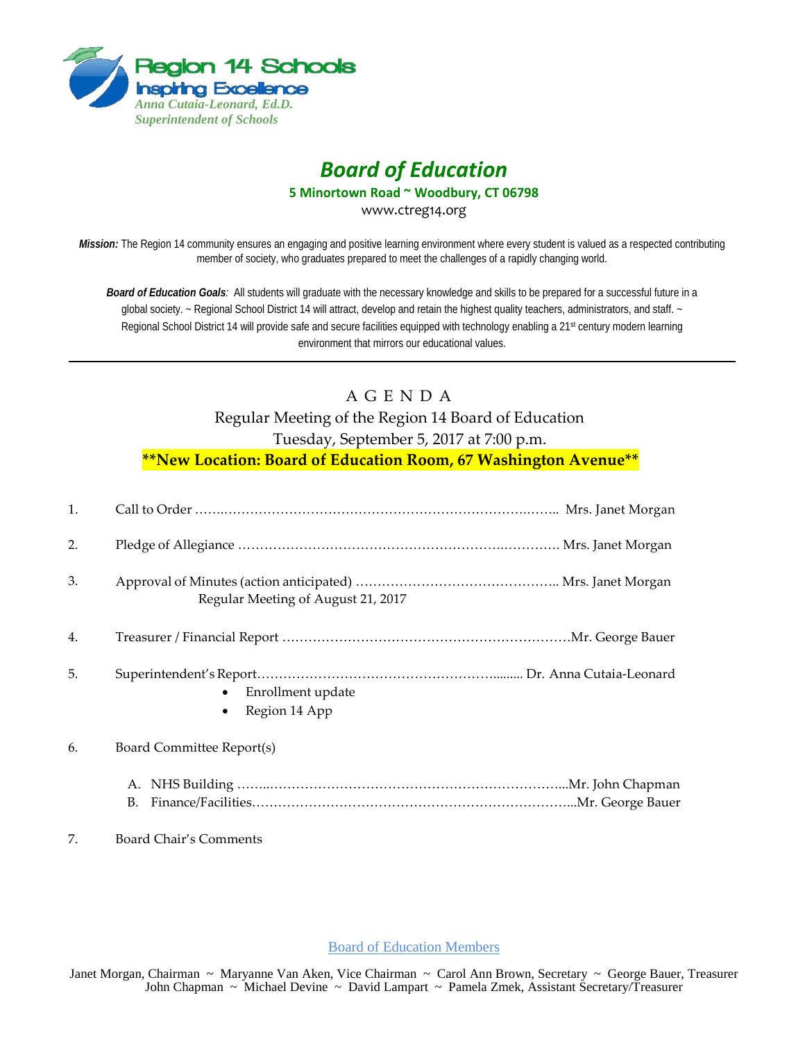Region 14 Schools
Inspiring Excellence
*Anna Cutaia-Leonard, Ed.D.*
*Superintendent of Schools*

# *Board of Education*

**5 Minortown Road ~ Woodbury, CT 06798**
www.ctreg14.org

***Mission:*** The Region 14 community ensures an engaging and positive learning environment where every student is valued as a respected contributing member of society, who graduates prepared to meet the challenges of a rapidly changing world.

***Board of Education Goals**:* All students will graduate with the necessary knowledge and skills to be prepared for a successful future in a global society. ~ Regional School District 14 will attract, develop and retain the highest quality teachers, administrators, and staff. ~ Regional School District 14 will provide safe and secure facilities equipped with technology enabling a 21st century modern learning environment that mirrors our educational values.

---

## A G E N D A

Regular Meeting of the Region 14 Board of Education
Tuesday, September 5, 2017 at 7:00 p.m.
**\*\*New Location: Board of Education Room, 67 Washington Avenue\*\***

1. Call to Order …….…………………………………………………………….…….. Mrs. Janet Morgan

2. Pledge of Allegiance ……………………………………………………….…………. Mrs. Janet Morgan

3. Approval of Minutes (action anticipated) ……………………………………….. Mrs. Janet Morgan
   Regular Meeting of August 21, 2017

4. Treasurer / Financial Report …………………………………………………………Mr. George Bauer

5. Superintendent's Report……………………………………………….......... Dr. Anna Cutaia-Leonard
   - Enrollment update
   - Region 14 App

6. Board Committee Report(s)

   A. NHS Building ……..……………………………………………………………...Mr. John Chapman
   B. Finance/Facilities…………………………………………………………………...Mr. George Bauer

7. Board Chair's Comments

Board of Education Members

Janet Morgan, Chairman ~ Maryanne Van Aken, Vice Chairman ~ Carol Ann Brown, Secretary ~ George Bauer, Treasurer
John Chapman ~ Michael Devine ~ David Lampart ~ Pamela Zmek, Assistant Secretary/Treasurer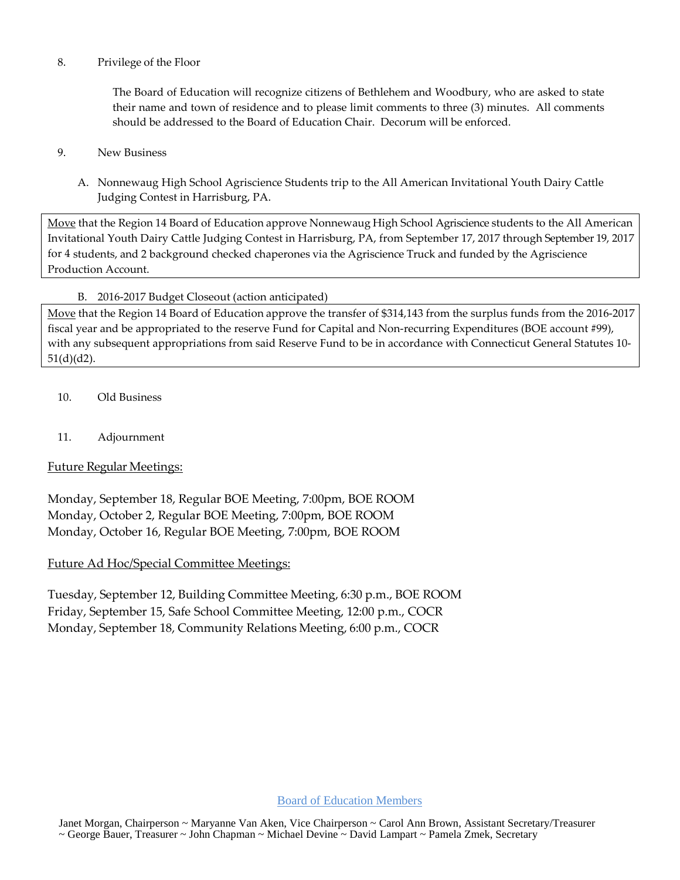8. Privilege of the Floor

The Board of Education will recognize citizens of Bethlehem and Woodbury, who are asked to state their name and town of residence and to please limit comments to three (3) minutes. All comments should be addressed to the Board of Education Chair. Decorum will be enforced.

9. New Business

A. Nonnewaug High School Agriscience Students trip to the All American Invitational Youth Dairy Cattle Judging Contest in Harrisburg, PA.

Move that the Region 14 Board of Education approve Nonnewaug High School Agriscience students to the All American Invitational Youth Dairy Cattle Judging Contest in Harrisburg, PA, from September 17, 2017 through September 19, 2017 for 4 students, and 2 background checked chaperones via the Agriscience Truck and funded by the Agriscience Production Account.

B. 2016-2017 Budget Closeout (action anticipated)

Move that the Region 14 Board of Education approve the transfer of $314,143 from the surplus funds from the 2016-2017 fiscal year and be appropriated to the reserve Fund for Capital and Non-recurring Expenditures (BOE account #99), with any subsequent appropriations from said Reserve Fund to be in accordance with Connecticut General Statutes 10-51(d)(d2).

10. Old Business

11. Adjournment

Future Regular Meetings:

Monday, September 18, Regular BOE Meeting, 7:00pm, BOE ROOM
Monday, October 2, Regular BOE Meeting, 7:00pm, BOE ROOM
Monday, October 16, Regular BOE Meeting, 7:00pm, BOE ROOM

Future Ad Hoc/Special Committee Meetings:

Tuesday, September 12, Building Committee Meeting, 6:30 p.m., BOE ROOM
Friday, September 15, Safe School Committee Meeting, 12:00 p.m., COCR
Monday, September 18, Community Relations Meeting, 6:00 p.m., COCR

Board of Education Members

Janet Morgan, Chairperson ~ Maryanne Van Aken, Vice Chairperson ~ Carol Ann Brown, Assistant Secretary/Treasurer ~ George Bauer, Treasurer ~ John Chapman ~ Michael Devine ~ David Lampart ~ Pamela Zmek, Secretary